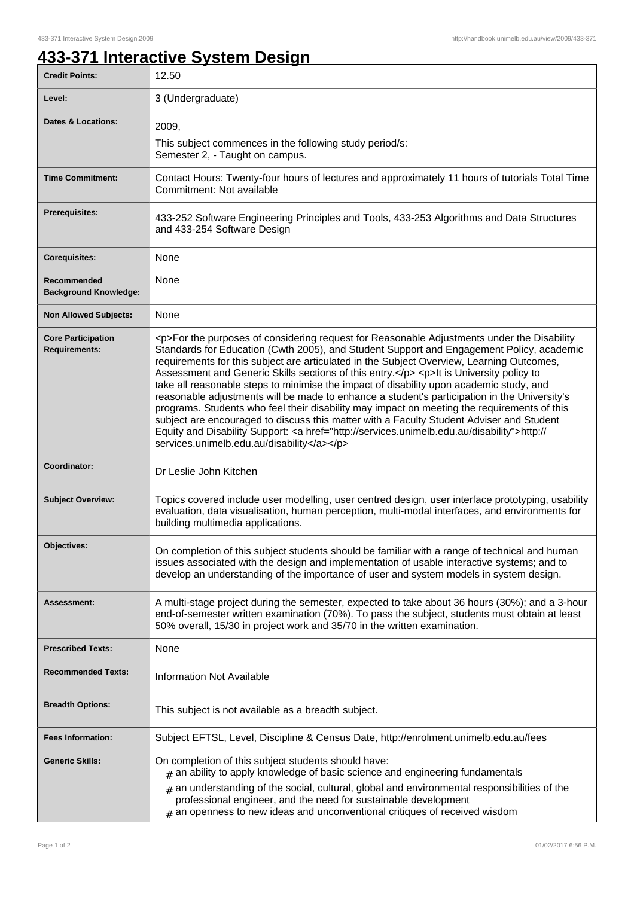# 433-371 Interactive System Design

| | |
|---|---|
| **Credit Points:** | 12.50 |
| **Level:** | 3 (Undergraduate) |
| **Dates & Locations:** | 2009,<br>This subject commences in the following study period/s:<br>Semester 2, - Taught on campus. |
| **Time Commitment:** | Contact Hours: Twenty-four hours of lectures and approximately 11 hours of tutorials Total Time Commitment: Not available |
| **Prerequisites:** | 433-252 Software Engineering Principles and Tools, 433-253 Algorithms and Data Structures and 433-254 Software Design |
| **Corequisites:** | None |
| **Recommended Background Knowledge:** | None |
| **Non Allowed Subjects:** | None |
| **Core Participation Requirements:** | <p>For the purposes of considering request for Reasonable Adjustments under the Disability Standards for Education (Cwth 2005), and Student Support and Engagement Policy, academic requirements for this subject are articulated in the Subject Overview, Learning Outcomes, Assessment and Generic Skills sections of this entry.</p> <p>It is University policy to take all reasonable steps to minimise the impact of disability upon academic study, and reasonable adjustments will be made to enhance a student's participation in the University's programs. Students who feel their disability may impact on meeting the requirements of this subject are encouraged to discuss this matter with a Faculty Student Adviser and Student Equity and Disability Support: <a href="http://services.unimelb.edu.au/disability">http://services.unimelb.edu.au/disability</a></p> |
| **Coordinator:** | Dr Leslie John Kitchen |
| **Subject Overview:** | Topics covered include user modelling, user centred design, user interface prototyping, usability evaluation, data visualisation, human perception, multi-modal interfaces, and environments for building multimedia applications. |
| **Objectives:** | On completion of this subject students should be familiar with a range of technical and human issues associated with the design and implementation of usable interactive systems; and to develop an understanding of the importance of user and system models in system design. |
| **Assessment:** | A multi-stage project during the semester, expected to take about 36 hours (30%); and a 3-hour end-of-semester written examination (70%). To pass the subject, students must obtain at least 50% overall, 15/30 in project work and 35/70 in the written examination. |
| **Prescribed Texts:** | None |
| **Recommended Texts:** | Information Not Available |
| **Breadth Options:** | This subject is not available as a breadth subject. |
| **Fees Information:** | Subject EFTSL, Level, Discipline & Census Date, http://enrolment.unimelb.edu.au/fees |
| **Generic Skills:** | On completion of this subject students should have:<br># an ability to apply knowledge of basic science and engineering fundamentals<br># an understanding of the social, cultural, global and environmental responsibilities of the professional engineer, and the need for sustainable development<br># an openness to new ideas and unconventional critiques of received wisdom |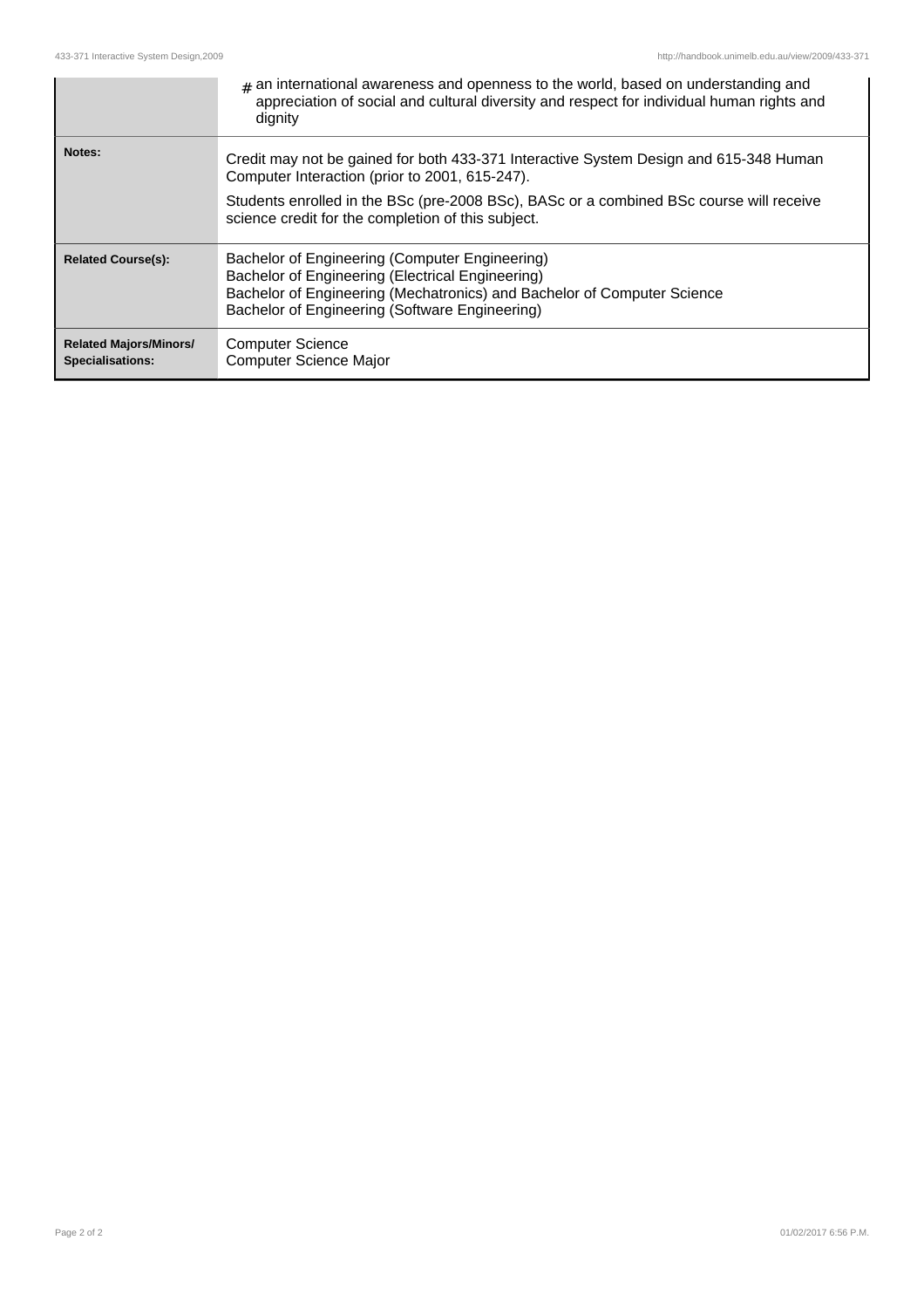| | |
|---|---|
| | # an international awareness and openness to the world, based on understanding and appreciation of social and cultural diversity and respect for individual human rights and dignity |
| **Notes:** | Credit may not be gained for both 433-371 Interactive System Design and 615-348 Human Computer Interaction (prior to 2001, 615-247). <br><br> Students enrolled in the BSc (pre-2008 BSc), BASc or a combined BSc course will receive science credit for the completion of this subject. |
| **Related Course(s):** | Bachelor of Engineering (Computer Engineering) <br> Bachelor of Engineering (Electrical Engineering) <br> Bachelor of Engineering (Mechatronics) and Bachelor of Computer Science <br> Bachelor of Engineering (Software Engineering) |
| **Related Majors/Minors/ Specialisations:** | Computer Science <br> Computer Science Major |